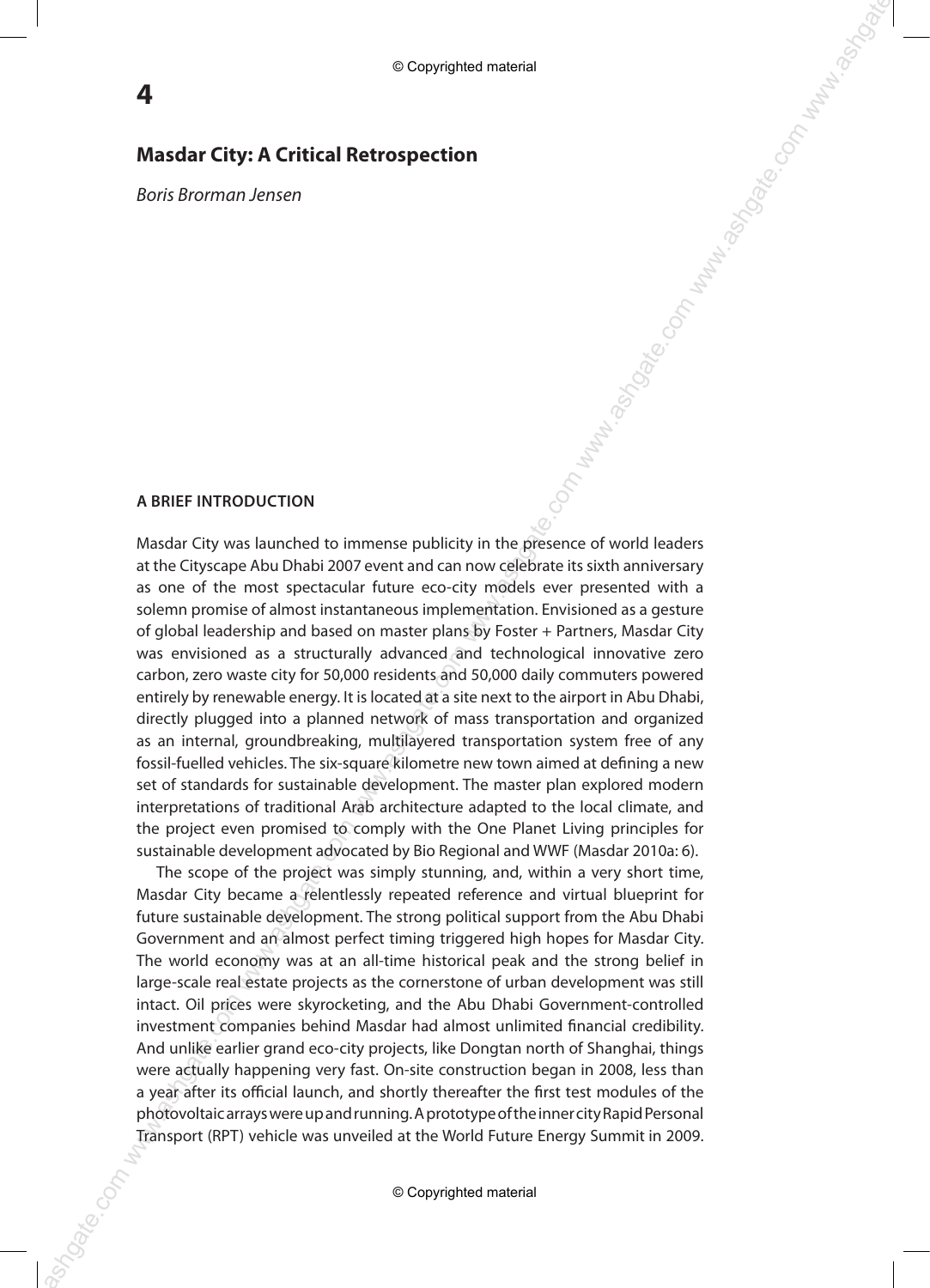# 4

## Masdar City: A Critical Retrospection

*Boris Brorman Jensen*

### A BRIEF INTRODUCTION

Masdar City was launched to immense publicity in the presence of world leaders at the Cityscape Abu Dhabi 2007 event and can now celebrate its sixth anniversary as one of the most spectacular future eco-city models ever presented with a solemn promise of almost instantaneous implementation. Envisioned as a gesture of global leadership and based on master plans by Foster + Partners, Masdar City was envisioned as a structurally advanced and technological innovative zero carbon, zero waste city for 50,000 residents and 50,000 daily commuters powered entirely by renewable energy. It is located at a site next to the airport in Abu Dhabi, directly plugged into a planned network of mass transportation and organized as an internal, groundbreaking, multilayered transportation system free of any fossil-fuelled vehicles. The six-square kilometre new town aimed at defining a new set of standards for sustainable development. The master plan explored modern interpretations of traditional Arab architecture adapted to the local climate, and the project even promised to comply with the One Planet Living principles for sustainable development advocated by Bio Regional and WWF (Masdar 2010a: 6).

The scope of the project was simply stunning, and, within a very short time, Masdar City became a relentlessly repeated reference and virtual blueprint for future sustainable development. The strong political support from the Abu Dhabi Government and an almost perfect timing triggered high hopes for Masdar City. The world economy was at an all-time historical peak and the strong belief in large-scale real estate projects as the cornerstone of urban development was still intact. Oil prices were skyrocketing, and the Abu Dhabi Government-controlled investment companies behind Masdar had almost unlimited financial credibility. And unlike earlier grand eco-city projects, like Dongtan north of Shanghai, things were actually happening very fast. On-site construction began in 2008, less than a year after its official launch, and shortly thereafter the first test modules of the photovoltaic arrays were up and running. A prototype of the inner city Rapid Personal Transport (RPT) vehicle was unveiled at the World Future Energy Summit in 2009.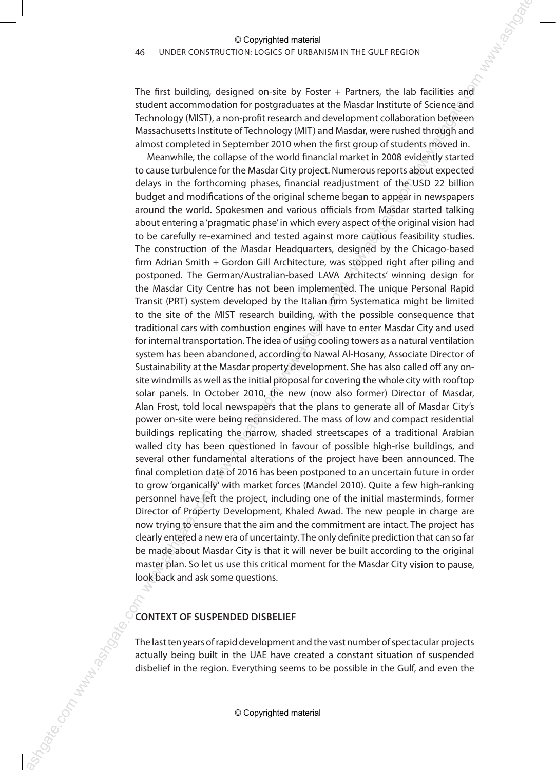The first building, designed on-site by Foster + Partners, the lab facilities and student accommodation for postgraduates at the Masdar Institute of Science and Technology (MIST), a non-profit research and development collaboration between Massachusetts Institute of Technology (MIT) and Masdar, were rushed through and almost completed in September 2010 when the first group of students moved in.

Meanwhile, the collapse of the world financial market in 2008 evidently started to cause turbulence for the Masdar City project. Numerous reports about expected delays in the forthcoming phases, financial readjustment of the USD 22 billion budget and modifications of the original scheme began to appear in newspapers around the world. Spokesmen and various officials from Masdar started talking about entering a 'pragmatic phase' in which every aspect of the original vision had to be carefully re-examined and tested against more cautious feasibility studies. The construction of the Masdar Headquarters, designed by the Chicago-based firm Adrian Smith + Gordon Gill Architecture, was stopped right after piling and postponed. The German/Australian-based LAVA Architects' winning design for the Masdar City Centre has not been implemented. The unique Personal Rapid Transit (PRT) system developed by the Italian firm Systematica might be limited to the site of the MIST research building, with the possible consequence that traditional cars with combustion engines will have to enter Masdar City and used for internal transportation. The idea of using cooling towers as a natural ventilation system has been abandoned, according to Nawal Al-Hosany, Associate Director of Sustainability at the Masdar property development. She has also called off any on-site windmills as well as the initial proposal for covering the whole city with rooftop solar panels. In October 2010, the new (now also former) Director of Masdar, Alan Frost, told local newspapers that the plans to generate all of Masdar City's power on-site were being reconsidered. The mass of low and compact residential buildings replicating the narrow, shaded streetscapes of a traditional Arabian walled city has been questioned in favour of possible high-rise buildings, and several other fundamental alterations of the project have been announced. The final completion date of 2016 has been postponed to an uncertain future in order to grow 'organically' with market forces (Mandel 2010). Quite a few high-ranking personnel have left the project, including one of the initial masterminds, former Director of Property Development, Khaled Awad. The new people in charge are now trying to ensure that the aim and the commitment are intact. The project has clearly entered a new era of uncertainty. The only definite prediction that can so far be made about Masdar City is that it will never be built according to the original master plan. So let us use this critical moment for the Masdar City vision to pause, look back and ask some questions.

## CONTEXT OF SUSPENDED DISBELIEF

The last ten years of rapid development and the vast number of spectacular projects actually being built in the UAE have created a constant situation of suspended disbelief in the region. Everything seems to be possible in the Gulf, and even the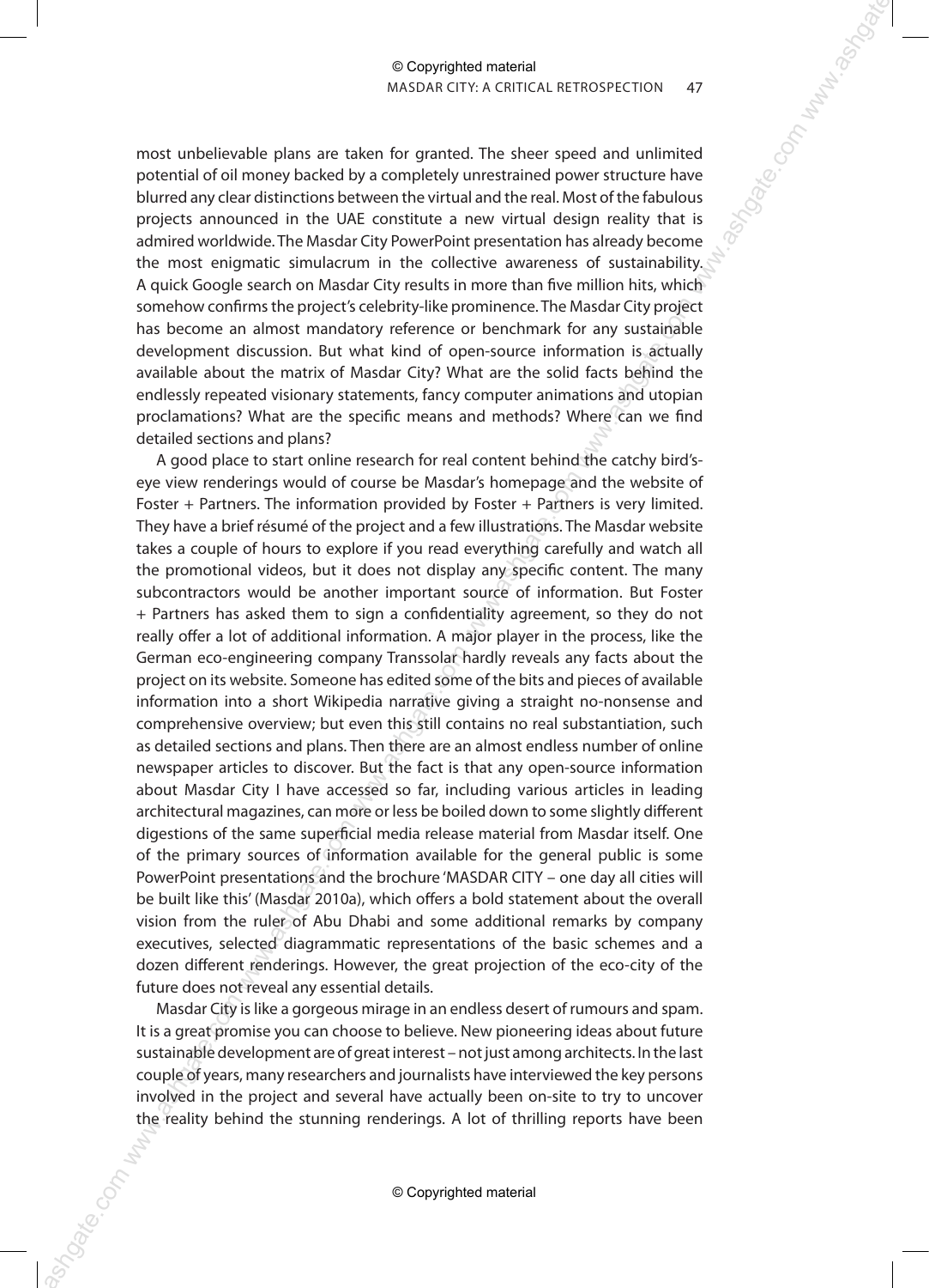most unbelievable plans are taken for granted. The sheer speed and unlimited potential of oil money backed by a completely unrestrained power structure have blurred any clear distinctions between the virtual and the real. Most of the fabulous projects announced in the UAE constitute a new virtual design reality that is admired worldwide. The Masdar City PowerPoint presentation has already become the most enigmatic simulacrum in the collective awareness of sustainability. A quick Google search on Masdar City results in more than five million hits, which somehow confirms the project's celebrity-like prominence. The Masdar City project has become an almost mandatory reference or benchmark for any sustainable development discussion. But what kind of open-source information is actually available about the matrix of Masdar City? What are the solid facts behind the endlessly repeated visionary statements, fancy computer animations and utopian proclamations? What are the specific means and methods? Where can we find detailed sections and plans?

A good place to start online research for real content behind the catchy bird's-eye view renderings would of course be Masdar's homepage and the website of Foster + Partners. The information provided by Foster + Partners is very limited. They have a brief résumé of the project and a few illustrations. The Masdar website takes a couple of hours to explore if you read everything carefully and watch all the promotional videos, but it does not display any specific content. The many subcontractors would be another important source of information. But Foster + Partners has asked them to sign a confidentiality agreement, so they do not really offer a lot of additional information. A major player in the process, like the German eco-engineering company Transsolar hardly reveals any facts about the project on its website. Someone has edited some of the bits and pieces of available information into a short Wikipedia narrative giving a straight no-nonsense and comprehensive overview; but even this still contains no real substantiation, such as detailed sections and plans. Then there are an almost endless number of online newspaper articles to discover. But the fact is that any open-source information about Masdar City I have accessed so far, including various articles in leading architectural magazines, can more or less be boiled down to some slightly different digestions of the same superficial media release material from Masdar itself. One of the primary sources of information available for the general public is some PowerPoint presentations and the brochure 'MASDAR CITY – one day all cities will be built like this' (Masdar 2010a), which offers a bold statement about the overall vision from the ruler of Abu Dhabi and some additional remarks by company executives, selected diagrammatic representations of the basic schemes and a dozen different renderings. However, the great projection of the eco-city of the future does not reveal any essential details.

Masdar City is like a gorgeous mirage in an endless desert of rumours and spam. It is a great promise you can choose to believe. New pioneering ideas about future sustainable development are of great interest – not just among architects. In the last couple of years, many researchers and journalists have interviewed the key persons involved in the project and several have actually been on-site to try to uncover the reality behind the stunning renderings. A lot of thrilling reports have been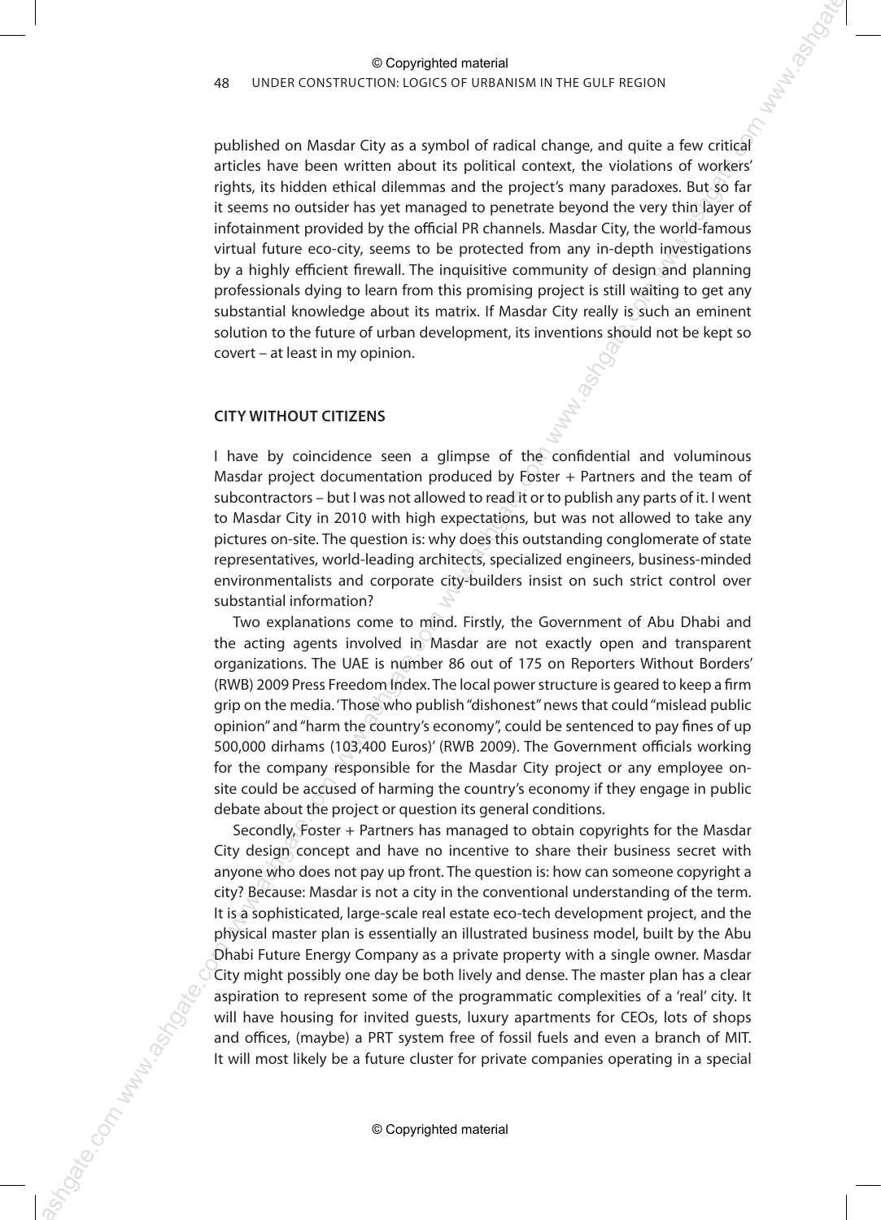published on Masdar City as a symbol of radical change, and quite a few critical articles have been written about its political context, the violations of workers' rights, its hidden ethical dilemmas and the project's many paradoxes. But so far it seems no outsider has yet managed to penetrate beyond the very thin layer of infotainment provided by the official PR channels. Masdar City, the world-famous virtual future eco-city, seems to be protected from any in-depth investigations by a highly efficient firewall. The inquisitive community of design and planning professionals dying to learn from this promising project is still waiting to get any substantial knowledge about its matrix. If Masdar City really is such an eminent solution to the future of urban development, its inventions should not be kept so covert – at least in my opinion.

## CITY WITHOUT CITIZENS

I have by coincidence seen a glimpse of the confidential and voluminous Masdar project documentation produced by Foster + Partners and the team of subcontractors – but I was not allowed to read it or to publish any parts of it. I went to Masdar City in 2010 with high expectations, but was not allowed to take any pictures on-site. The question is: why does this outstanding conglomerate of state representatives, world-leading architects, specialized engineers, business-minded environmentalists and corporate city-builders insist on such strict control over substantial information?

Two explanations come to mind. Firstly, the Government of Abu Dhabi and the acting agents involved in Masdar are not exactly open and transparent organizations. The UAE is number 86 out of 175 on Reporters Without Borders' (RWB) 2009 Press Freedom Index. The local power structure is geared to keep a firm grip on the media. 'Those who publish "dishonest" news that could "mislead public opinion" and "harm the country's economy", could be sentenced to pay fines of up 500,000 dirhams (103,400 Euros)' (RWB 2009). The Government officials working for the company responsible for the Masdar City project or any employee on-site could be accused of harming the country's economy if they engage in public debate about the project or question its general conditions.

Secondly, Foster + Partners has managed to obtain copyrights for the Masdar City design concept and have no incentive to share their business secret with anyone who does not pay up front. The question is: how can someone copyright a city? Because: Masdar is not a city in the conventional understanding of the term. It is a sophisticated, large-scale real estate eco-tech development project, and the physical master plan is essentially an illustrated business model, built by the Abu Dhabi Future Energy Company as a private property with a single owner. Masdar City might possibly one day be both lively and dense. The master plan has a clear aspiration to represent some of the programmatic complexities of a 'real' city. It will have housing for invited guests, luxury apartments for CEOs, lots of shops and offices, (maybe) a PRT system free of fossil fuels and even a branch of MIT. It will most likely be a future cluster for private companies operating in a special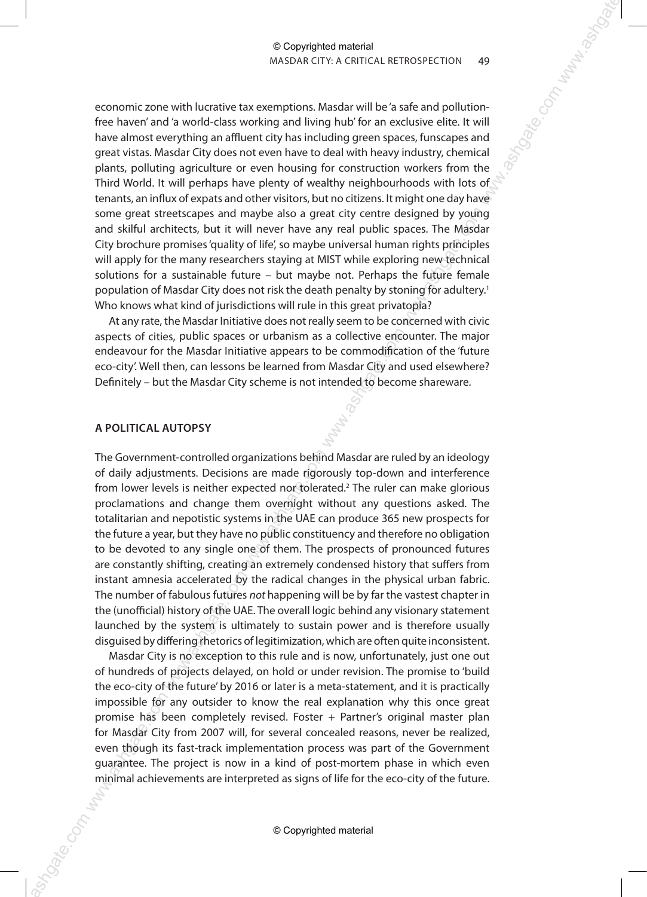economic zone with lucrative tax exemptions. Masdar will be 'a safe and pollution-free haven' and 'a world-class working and living hub' for an exclusive elite. It will have almost everything an affluent city has including green spaces, funscapes and great vistas. Masdar City does not even have to deal with heavy industry, chemical plants, polluting agriculture or even housing for construction workers from the Third World. It will perhaps have plenty of wealthy neighbourhoods with lots of tenants, an influx of expats and other visitors, but no citizens. It might one day have some great streetscapes and maybe also a great city centre designed by young and skilful architects, but it will never have any real public spaces. The Masdar City brochure promises 'quality of life', so maybe universal human rights principles will apply for the many researchers staying at MIST while exploring new technical solutions for a sustainable future – but maybe not. Perhaps the future female population of Masdar City does not risk the death penalty by stoning for adultery.[1] Who knows what kind of jurisdictions will rule in this great privatopia?

At any rate, the Masdar Initiative does not really seem to be concerned with civic aspects of cities, public spaces or urbanism as a collective encounter. The major endeavour for the Masdar Initiative appears to be commodification of the 'future eco-city'. Well then, can lessons be learned from Masdar City and used elsewhere? Definitely – but the Masdar City scheme is not intended to become shareware.

## A POLITICAL AUTOPSY

The Government-controlled organizations behind Masdar are ruled by an ideology of daily adjustments. Decisions are made rigorously top-down and interference from lower levels is neither expected nor tolerated.[2] The ruler can make glorious proclamations and change them overnight without any questions asked. The totalitarian and nepotistic systems in the UAE can produce 365 new prospects for the future a year, but they have no public constituency and therefore no obligation to be devoted to any single one of them. The prospects of pronounced futures are constantly shifting, creating an extremely condensed history that suffers from instant amnesia accelerated by the radical changes in the physical urban fabric. The number of fabulous futures *not* happening will be by far the vastest chapter in the (unofficial) history of the UAE. The overall logic behind any visionary statement launched by the system is ultimately to sustain power and is therefore usually disguised by differing rhetorics of legitimization, which are often quite inconsistent.

Masdar City is no exception to this rule and is now, unfortunately, just one out of hundreds of projects delayed, on hold or under revision. The promise to 'build the eco-city of the future' by 2016 or later is a meta-statement, and it is practically impossible for any outsider to know the real explanation why this once great promise has been completely revised. Foster + Partner's original master plan for Masdar City from 2007 will, for several concealed reasons, never be realized, even though its fast-track implementation process was part of the Government guarantee. The project is now in a kind of post-mortem phase in which even minimal achievements are interpreted as signs of life for the eco-city of the future.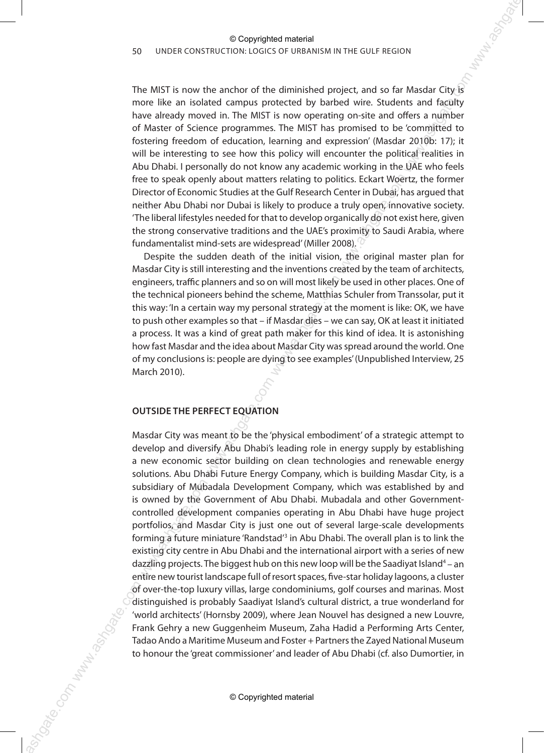The MIST is now the anchor of the diminished project, and so far Masdar City is more like an isolated campus protected by barbed wire. Students and faculty have already moved in. The MIST is now operating on-site and offers a number of Master of Science programmes. The MIST has promised to be 'committed to fostering freedom of education, learning and expression' (Masdar 2010b: 17); it will be interesting to see how this policy will encounter the political realities in Abu Dhabi. I personally do not know any academic working in the UAE who feels free to speak openly about matters relating to politics. Eckart Woertz, the former Director of Economic Studies at the Gulf Research Center in Dubai, has argued that neither Abu Dhabi nor Dubai is likely to produce a truly open, innovative society. 'The liberal lifestyles needed for that to develop organically do not exist here, given the strong conservative traditions and the UAE's proximity to Saudi Arabia, where fundamentalist mind-sets are widespread' (Miller 2008).

Despite the sudden death of the initial vision, the original master plan for Masdar City is still interesting and the inventions created by the team of architects, engineers, traffic planners and so on will most likely be used in other places. One of the technical pioneers behind the scheme, Matthias Schuler from Transsolar, put it this way: 'In a certain way my personal strategy at the moment is like: OK, we have to push other examples so that – if Masdar dies – we can say, OK at least it initiated a process. It was a kind of great path maker for this kind of idea. It is astonishing how fast Masdar and the idea about Masdar City was spread around the world. One of my conclusions is: people are dying to see examples' (Unpublished Interview, 25 March 2010).

## OUTSIDE THE PERFECT EQUATION

Masdar City was meant to be the 'physical embodiment' of a strategic attempt to develop and diversify Abu Dhabi's leading role in energy supply by establishing a new economic sector building on clean technologies and renewable energy solutions. Abu Dhabi Future Energy Company, which is building Masdar City, is a subsidiary of Mubadala Development Company, which was established by and is owned by the Government of Abu Dhabi. Mubadala and other Government-controlled development companies operating in Abu Dhabi have huge project portfolios, and Masdar City is just one out of several large-scale developments forming a future miniature 'Randstad'[3] in Abu Dhabi. The overall plan is to link the existing city centre in Abu Dhabi and the international airport with a series of new dazzling projects. The biggest hub on this new loop will be the Saadiyat Island[4] – an entire new tourist landscape full of resort spaces, five-star holiday lagoons, a cluster of over-the-top luxury villas, large condominiums, golf courses and marinas. Most distinguished is probably Saadiyat Island's cultural district, a true wonderland for 'world architects' (Hornsby 2009), where Jean Nouvel has designed a new Louvre, Frank Gehry a new Guggenheim Museum, Zaha Hadid a Performing Arts Center, Tadao Ando a Maritime Museum and Foster + Partners the Zayed National Museum to honour the 'great commissioner' and leader of Abu Dhabi (cf. also Dumortier, in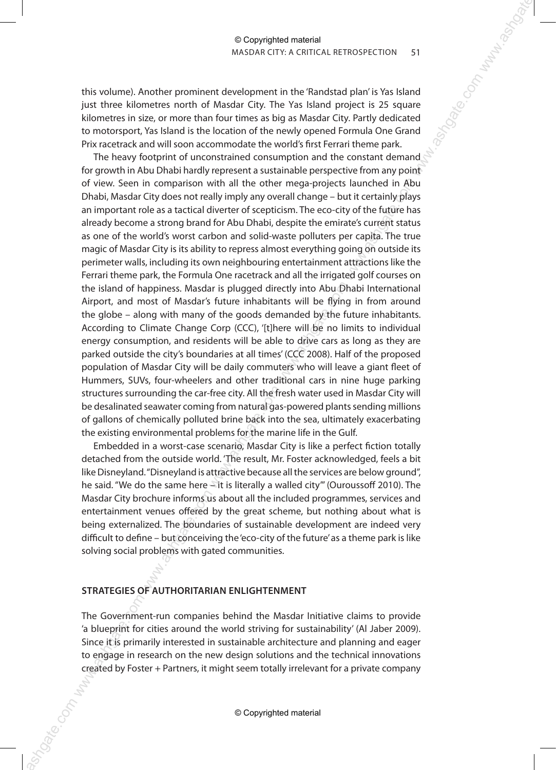this volume). Another prominent development in the 'Randstad plan' is Yas Island just three kilometres north of Masdar City. The Yas Island project is 25 square kilometres in size, or more than four times as big as Masdar City. Partly dedicated to motorsport, Yas Island is the location of the newly opened Formula One Grand Prix racetrack and will soon accommodate the world's first Ferrari theme park.

The heavy footprint of unconstrained consumption and the constant demand for growth in Abu Dhabi hardly represent a sustainable perspective from any point of view. Seen in comparison with all the other mega-projects launched in Abu Dhabi, Masdar City does not really imply any overall change – but it certainly plays an important role as a tactical diverter of scepticism. The eco-city of the future has already become a strong brand for Abu Dhabi, despite the emirate's current status as one of the world's worst carbon and solid-waste polluters per capita. The true magic of Masdar City is its ability to repress almost everything going on outside its perimeter walls, including its own neighbouring entertainment attractions like the Ferrari theme park, the Formula One racetrack and all the irrigated golf courses on the island of happiness. Masdar is plugged directly into Abu Dhabi International Airport, and most of Masdar's future inhabitants will be flying in from around the globe – along with many of the goods demanded by the future inhabitants. According to Climate Change Corp (CCC), '[t]here will be no limits to individual energy consumption, and residents will be able to drive cars as long as they are parked outside the city's boundaries at all times' (CCC 2008). Half of the proposed population of Masdar City will be daily commuters who will leave a giant fleet of Hummers, SUVs, four-wheelers and other traditional cars in nine huge parking structures surrounding the car-free city. All the fresh water used in Masdar City will be desalinated seawater coming from natural gas-powered plants sending millions of gallons of chemically polluted brine back into the sea, ultimately exacerbating the existing environmental problems for the marine life in the Gulf.

Embedded in a worst-case scenario, Masdar City is like a perfect fiction totally detached from the outside world. 'The result, Mr. Foster acknowledged, feels a bit like Disneyland. "Disneyland is attractive because all the services are below ground", he said. "We do the same here – it is literally a walled city"' (Ouroussoff 2010). The Masdar City brochure informs us about all the included programmes, services and entertainment venues offered by the great scheme, but nothing about what is being externalized. The boundaries of sustainable development are indeed very difficult to define – but conceiving the 'eco-city of the future' as a theme park is like solving social problems with gated communities.

## STRATEGIES OF AUTHORITARIAN ENLIGHTENMENT

The Government-run companies behind the Masdar Initiative claims to provide 'a blueprint for cities around the world striving for sustainability' (Al Jaber 2009). Since it is primarily interested in sustainable architecture and planning and eager to engage in research on the new design solutions and the technical innovations created by Foster + Partners, it might seem totally irrelevant for a private company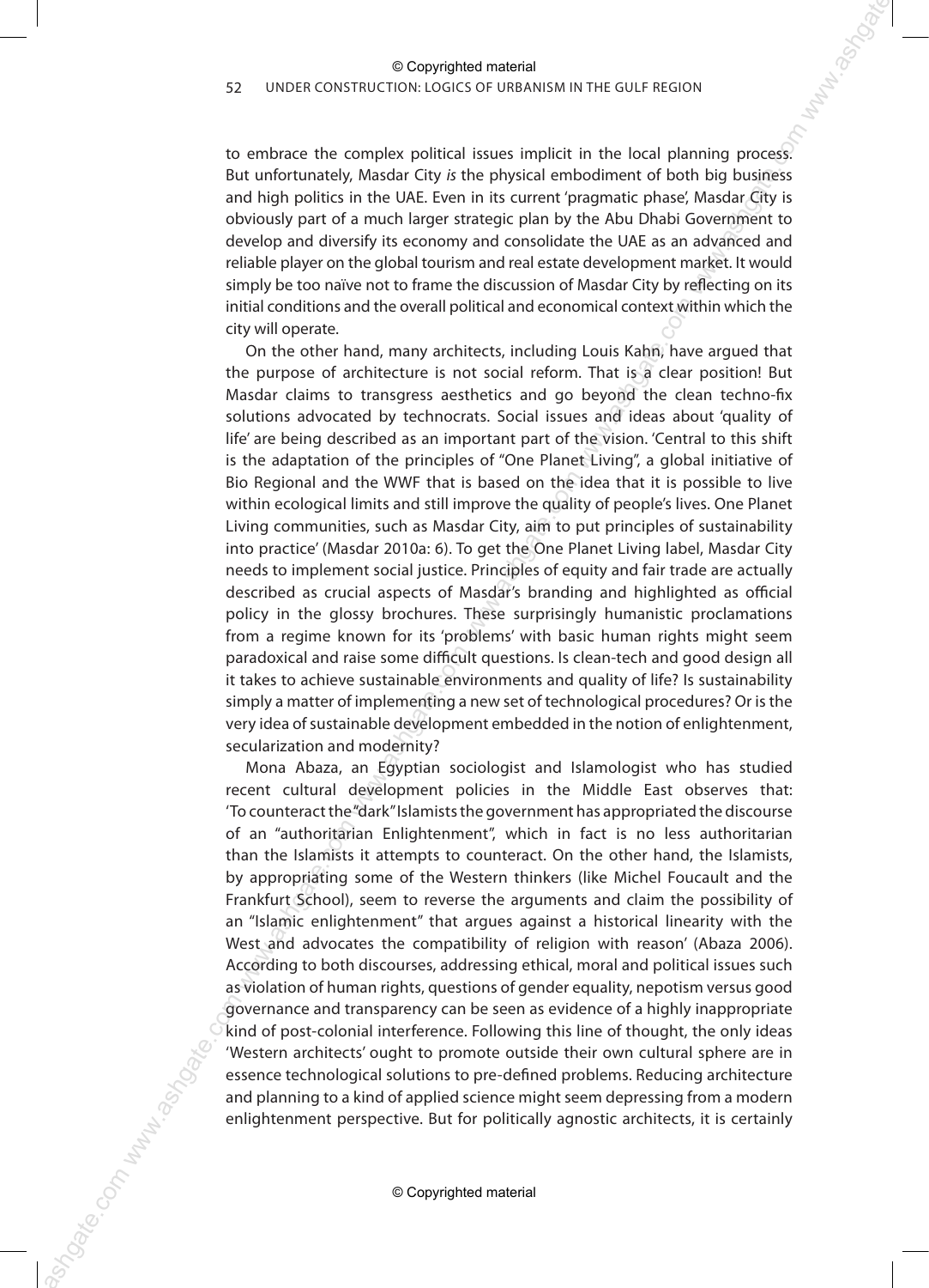to embrace the complex political issues implicit in the local planning process. But unfortunately, Masdar City *is* the physical embodiment of both big business and high politics in the UAE. Even in its current 'pragmatic phase', Masdar City is obviously part of a much larger strategic plan by the Abu Dhabi Government to develop and diversify its economy and consolidate the UAE as an advanced and reliable player on the global tourism and real estate development market. It would simply be too naïve not to frame the discussion of Masdar City by reflecting on its initial conditions and the overall political and economical context within which the city will operate.

On the other hand, many architects, including Louis Kahn, have argued that the purpose of architecture is not social reform. That is a clear position! But Masdar claims to transgress aesthetics and go beyond the clean techno-fix solutions advocated by technocrats. Social issues and ideas about 'quality of life' are being described as an important part of the vision. 'Central to this shift is the adaptation of the principles of "One Planet Living", a global initiative of Bio Regional and the WWF that is based on the idea that it is possible to live within ecological limits and still improve the quality of people's lives. One Planet Living communities, such as Masdar City, aim to put principles of sustainability into practice' (Masdar 2010a: 6). To get the One Planet Living label, Masdar City needs to implement social justice. Principles of equity and fair trade are actually described as crucial aspects of Masdar's branding and highlighted as official policy in the glossy brochures. These surprisingly humanistic proclamations from a regime known for its 'problems' with basic human rights might seem paradoxical and raise some difficult questions. Is clean-tech and good design all it takes to achieve sustainable environments and quality of life? Is sustainability simply a matter of implementing a new set of technological procedures? Or is the very idea of sustainable development embedded in the notion of enlightenment, secularization and modernity?

Mona Abaza, an Egyptian sociologist and Islamologist who has studied recent cultural development policies in the Middle East observes that: 'To counteract the "dark" Islamists the government has appropriated the discourse of an "authoritarian Enlightenment", which in fact is no less authoritarian than the Islamists it attempts to counteract. On the other hand, the Islamists, by appropriating some of the Western thinkers (like Michel Foucault and the Frankfurt School), seem to reverse the arguments and claim the possibility of an "Islamic enlightenment" that argues against a historical linearity with the West and advocates the compatibility of religion with reason' (Abaza 2006). According to both discourses, addressing ethical, moral and political issues such as violation of human rights, questions of gender equality, nepotism versus good governance and transparency can be seen as evidence of a highly inappropriate kind of post-colonial interference. Following this line of thought, the only ideas 'Western architects' ought to promote outside their own cultural sphere are in essence technological solutions to pre-defined problems. Reducing architecture and planning to a kind of applied science might seem depressing from a modern enlightenment perspective. But for politically agnostic architects, it is certainly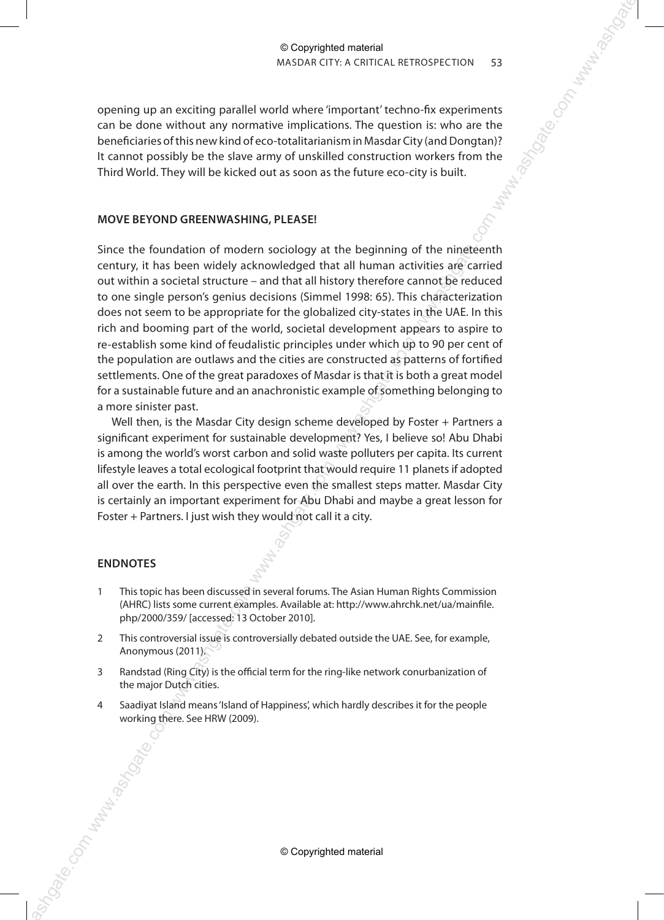opening up an exciting parallel world where 'important' techno-fix experiments can be done without any normative implications. The question is: who are the beneficiaries of this new kind of eco-totalitarianism in Masdar City (and Dongtan)? It cannot possibly be the slave army of unskilled construction workers from the Third World. They will be kicked out as soon as the future eco-city is built.

## MOVE BEYOND GREENWASHING, PLEASE!

Since the foundation of modern sociology at the beginning of the nineteenth century, it has been widely acknowledged that all human activities are carried out within a societal structure – and that all history therefore cannot be reduced to one single person's genius decisions (Simmel 1998: 65). This characterization does not seem to be appropriate for the globalized city-states in the UAE. In this rich and booming part of the world, societal development appears to aspire to re-establish some kind of feudalistic principles under which up to 90 per cent of the population are outlaws and the cities are constructed as patterns of fortified settlements. One of the great paradoxes of Masdar is that it is both a great model for a sustainable future and an anachronistic example of something belonging to a more sinister past.

Well then, is the Masdar City design scheme developed by Foster + Partners a significant experiment for sustainable development? Yes, I believe so! Abu Dhabi is among the world's worst carbon and solid waste polluters per capita. Its current lifestyle leaves a total ecological footprint that would require 11 planets if adopted all over the earth. In this perspective even the smallest steps matter. Masdar City is certainly an important experiment for Abu Dhabi and maybe a great lesson for Foster + Partners. I just wish they would not call it a city.

## ENDNOTES

1. This topic has been discussed in several forums. The Asian Human Rights Commission (AHRC) lists some current examples. Available at: http://www.ahrchk.net/ua/mainfile.php/2000/359/ [accessed: 13 October 2010].
2. This controversial issue is controversially debated outside the UAE. See, for example, Anonymous (2011).
3. Randstad (Ring City) is the official term for the ring-like network conurbanization of the major Dutch cities.
4. Saadiyat Island means 'Island of Happiness', which hardly describes it for the people working there. See HRW (2009).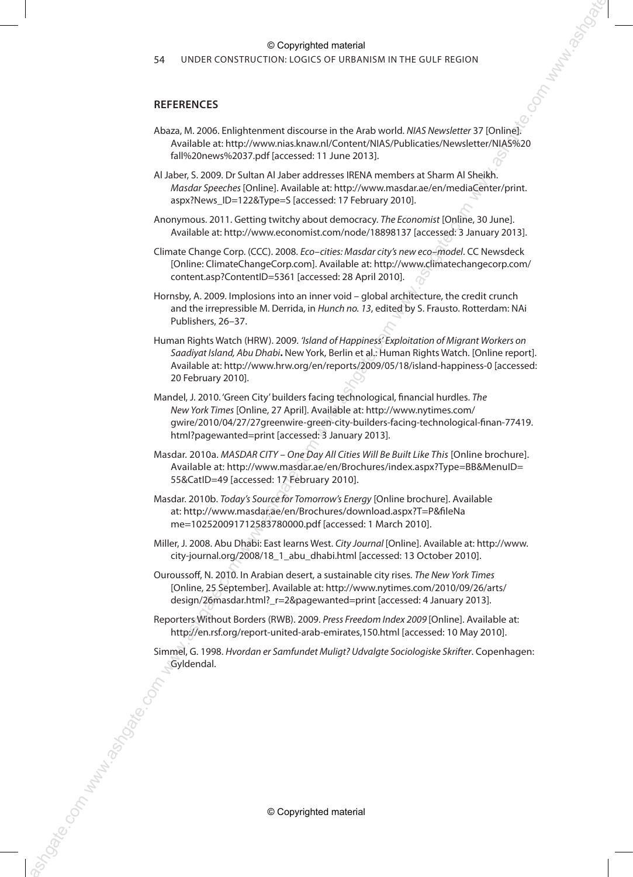## REFERENCES

Abaza, M. 2006. Enlightenment discourse in the Arab world. *NIAS Newsletter* 37 [Online]. Available at: http://www.nias.knaw.nl/Content/NIAS/Publicaties/Newsletter/NIAS%20fall%20news%2037.pdf [accessed: 11 June 2013].

Al Jaber, S. 2009. Dr Sultan Al Jaber addresses IRENA members at Sharm Al Sheikh. *Masdar Speeches* [Online]. Available at: http://www.masdar.ae/en/mediaCenter/print.aspx?News_ID=122&Type=S [accessed: 17 February 2010].

Anonymous. 2011. Getting twitchy about democracy. *The Economist* [Online, 30 June]. Available at: http://www.economist.com/node/18898137 [accessed: 3 January 2013].

Climate Change Corp. (CCC). 2008. *Eco–cities: Masdar city's new eco–model*. CC Newsdeck [Online: ClimateChangeCorp.com]. Available at: http://www.climatechangecorp.com/content.asp?ContentID=5361 [accessed: 28 April 2010].

Hornsby, A. 2009. Implosions into an inner void – global architecture, the credit crunch and the irrepressible M. Derrida, in *Hunch no. 13*, edited by S. Frausto. Rotterdam: NAi Publishers, 26–37.

Human Rights Watch (HRW). 2009. *'Island of Happiness' Exploitation of Migrant Workers on Saadiyat Island, Abu Dhabi*. New York, Berlin et al.: Human Rights Watch. [Online report]. Available at: http://www.hrw.org/en/reports/2009/05/18/island-happiness-0 [accessed: 20 February 2010].

Mandel, J. 2010. 'Green City' builders facing technological, financial hurdles. *The New York Times* [Online, 27 April]. Available at: http://www.nytimes.com/gwire/2010/04/27/27greenwire-green-city-builders-facing-technological-finan-77419.html?pagewanted=print [accessed: 3 January 2013].

Masdar. 2010a. *MASDAR CITY – One Day All Cities Will Be Built Like This* [Online brochure]. Available at: http://www.masdar.ae/en/Brochures/index.aspx?Type=BB&MenuID=55&CatID=49 [accessed: 17 February 2010].

Masdar. 2010b. *Today's Source for Tomorrow's Energy* [Online brochure]. Available at: http://www.masdar.ae/en/Brochures/download.aspx?T=P&fileName=1025200917125837800000.pdf [accessed: 1 March 2010].

Miller, J. 2008. Abu Dhabi: East learns West. *City Journal* [Online]. Available at: http://www.city-journal.org/2008/18_1_abu_dhabi.html [accessed: 13 October 2010].

Ouroussoff, N. 2010. In Arabian desert, a sustainable city rises. *The New York Times* [Online, 25 September]. Available at: http://www.nytimes.com/2010/09/26/arts/design/26masdar.html?_r=2&pagewanted=print [accessed: 4 January 2013].

Reporters Without Borders (RWB). 2009. *Press Freedom Index 2009* [Online]. Available at: http://en.rsf.org/report-united-arab-emirates,150.html [accessed: 10 May 2010].

Simmel, G. 1998. *Hvordan er Samfundet Muligt? Udvalgte Sociologiske Skrifter*. Copenhagen: Gyldendal.